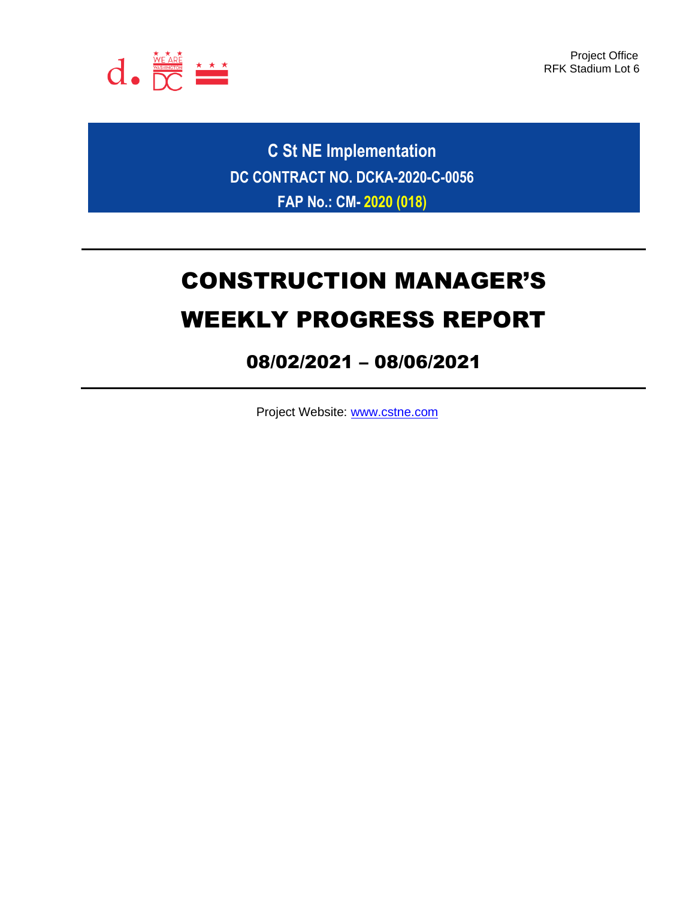Project Office
RFK Stadium Lot 6

**C St NE Implementation**

**DC CONTRACT NO. DCKA-2020-C-0056**

**FAP No.: CM- 2020 (018)**

# CONSTRUCTION MANAGER'S WEEKLY PROGRESS REPORT

## 08/02/2021 – 08/06/2021

Project Website: [www.cstne.com](http://www.cstne.com)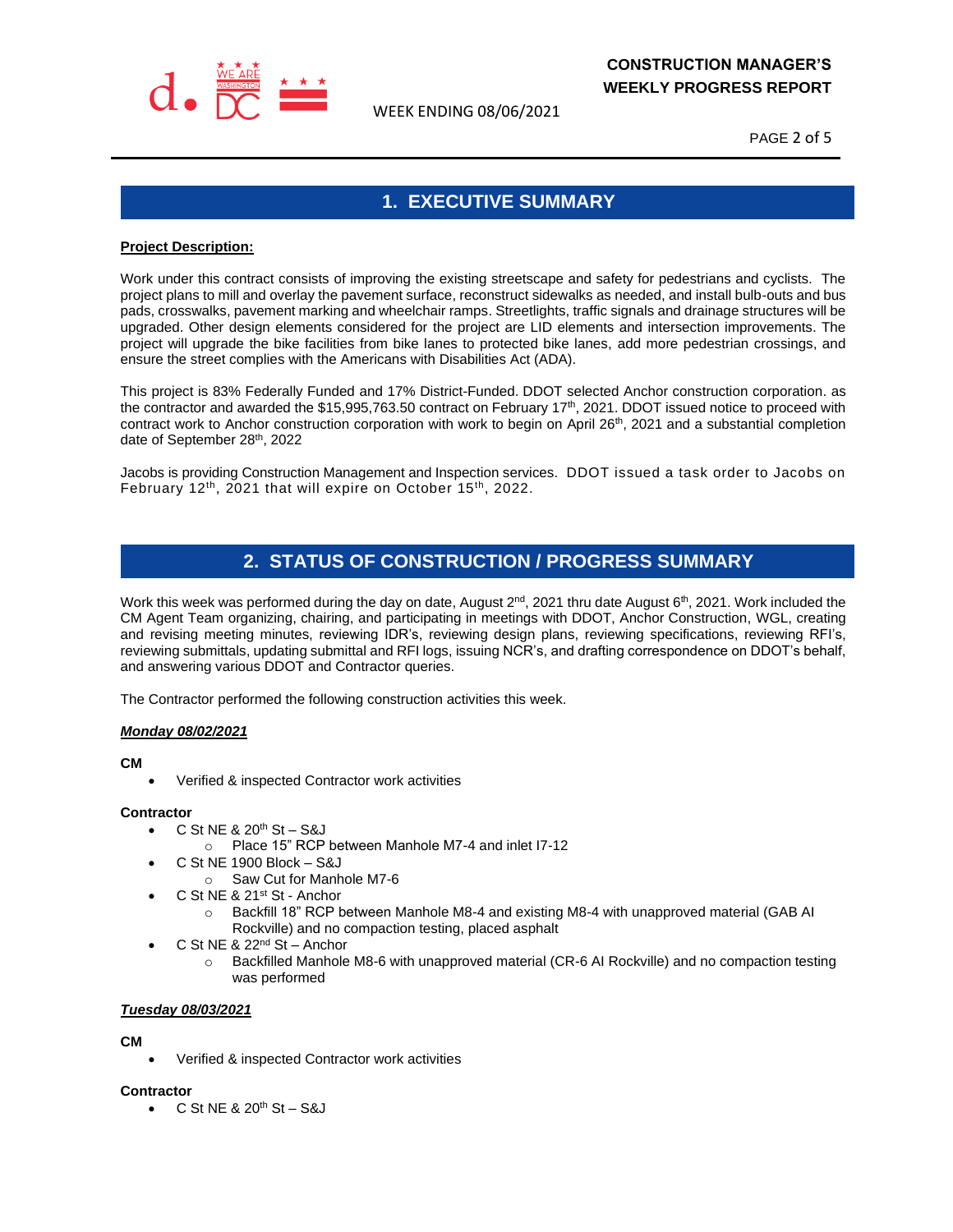## 1. EXECUTIVE SUMMARY

**Project Description:**

Work under this contract consists of improving the existing streetscape and safety for pedestrians and cyclists. The project plans to mill and overlay the pavement surface, reconstruct sidewalks as needed, and install bulb-outs and bus pads, crosswalks, pavement marking and wheelchair ramps. Streetlights, traffic signals and drainage structures will be upgraded. Other design elements considered for the project are LID elements and intersection improvements. The project will upgrade the bike facilities from bike lanes to protected bike lanes, add more pedestrian crossings, and ensure the street complies with the Americans with Disabilities Act (ADA).

This project is 83% Federally Funded and 17% District-Funded. DDOT selected Anchor construction corporation. as the contractor and awarded the $15,995,763.50 contract on February 17th, 2021. DDOT issued notice to proceed with contract work to Anchor construction corporation with work to begin on April 26th, 2021 and a substantial completion date of September 28th, 2022

Jacobs is providing Construction Management and Inspection services. DDOT issued a task order to Jacobs on February 12th, 2021 that will expire on October 15th, 2022.

## 2. STATUS OF CONSTRUCTION / PROGRESS SUMMARY

Work this week was performed during the day on date, August 2nd, 2021 thru date August 6th, 2021. Work included the CM Agent Team organizing, chairing, and participating in meetings with DDOT, Anchor Construction, WGL, creating and revising meeting minutes, reviewing IDR's, reviewing design plans, reviewing specifications, reviewing RFI's, reviewing submittals, updating submittal and RFI logs, issuing NCR's, and drafting correspondence on DDOT's behalf, and answering various DDOT and Contractor queries.

The Contractor performed the following construction activities this week.

***Monday 08/02/2021***

**CM**

- Verified & inspected Contractor work activities

**Contractor**

- C St NE & 20th St – S&J
  - Place 15" RCP between Manhole M7-4 and inlet I7-12
- C St NE 1900 Block – S&J
  - Saw Cut for Manhole M7-6
- C St NE & 21st St - Anchor
  - Backfill 18" RCP between Manhole M8-4 and existing M8-4 with unapproved material (GAB Al Rockville) and no compaction testing, placed asphalt
- C St NE & 22nd St – Anchor
  - Backfilled Manhole M8-6 with unapproved material (CR-6 Al Rockville) and no compaction testing was performed

***Tuesday 08/03/2021***

**CM**

- Verified & inspected Contractor work activities

**Contractor**

- C St NE & 20th St – S&J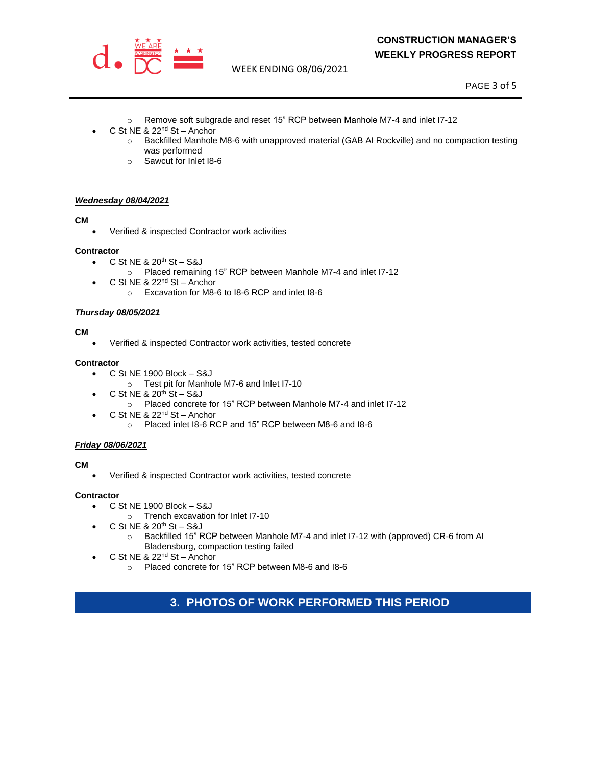- Remove soft subgrade and reset 15” RCP between Manhole M7-4 and inlet I7-12
- C St NE & 22nd St – Anchor
  - Backfilled Manhole M8-6 with unapproved material (GAB AI Rockville) and no compaction testing was performed
  - Sawcut for Inlet I8-6

***Wednesday 08/04/2021***

**CM**

- Verified & inspected Contractor work activities

**Contractor**

- C St NE & 20th St – S&J
  - Placed remaining 15” RCP between Manhole M7-4 and inlet I7-12
- C St NE & 22nd St – Anchor
  - Excavation for M8-6 to I8-6 RCP and inlet I8-6

***Thursday 08/05/2021***

**CM**

- Verified & inspected Contractor work activities, tested concrete

**Contractor**

- C St NE 1900 Block – S&J
  - Test pit for Manhole M7-6 and Inlet I7-10
- C St NE & 20th St – S&J
  - Placed concrete for 15” RCP between Manhole M7-4 and inlet I7-12
- C St NE & 22nd St – Anchor
  - Placed inlet I8-6 RCP and 15” RCP between M8-6 and I8-6

***Friday 08/06/2021***

**CM**

- Verified & inspected Contractor work activities, tested concrete

**Contractor**

- C St NE 1900 Block – S&J
  - Trench excavation for Inlet I7-10
- C St NE & 20th St – S&J
  - Backfilled 15” RCP between Manhole M7-4 and inlet I7-12 with (approved) CR-6 from AI Bladensburg, compaction testing failed
- C St NE & 22nd St – Anchor
  - Placed concrete for 15” RCP between M8-6 and I8-6

## 3. PHOTOS OF WORK PERFORMED THIS PERIOD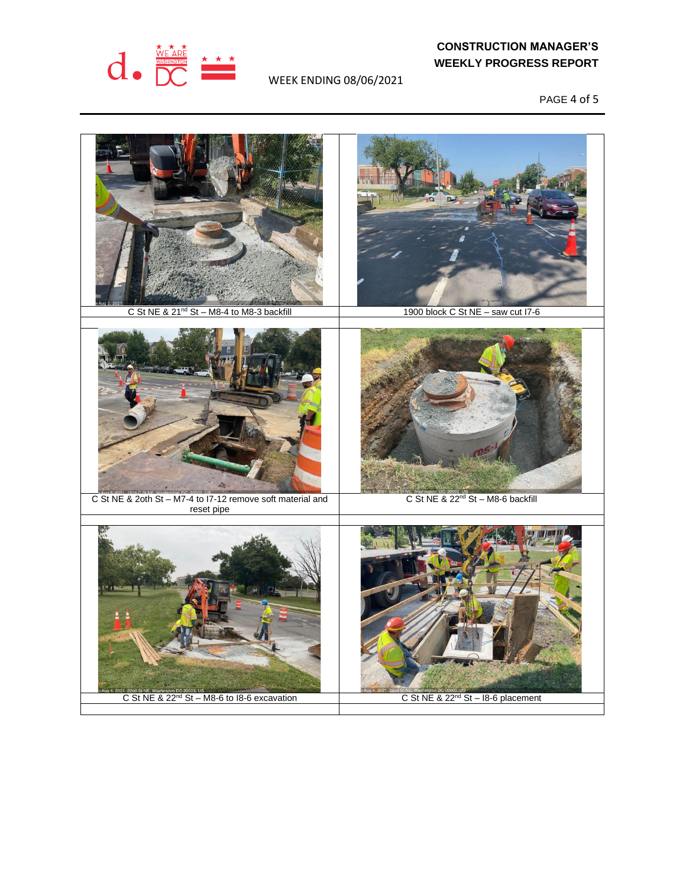| C St NE & 21[nd] St – M8-4 to M8-3 backfill | 1900 block C St NE – saw cut I7-6 |
|---|---|
| C St NE & 2oth St – M7-4 to I7-12 remove soft material and reset pipe | C St NE & 22[nd] St – M8-6 backfill |
| C St NE & 22[nd] St – M8-6 to I8-6 excavation | C St NE & 22[nd] St – I8-6 placement |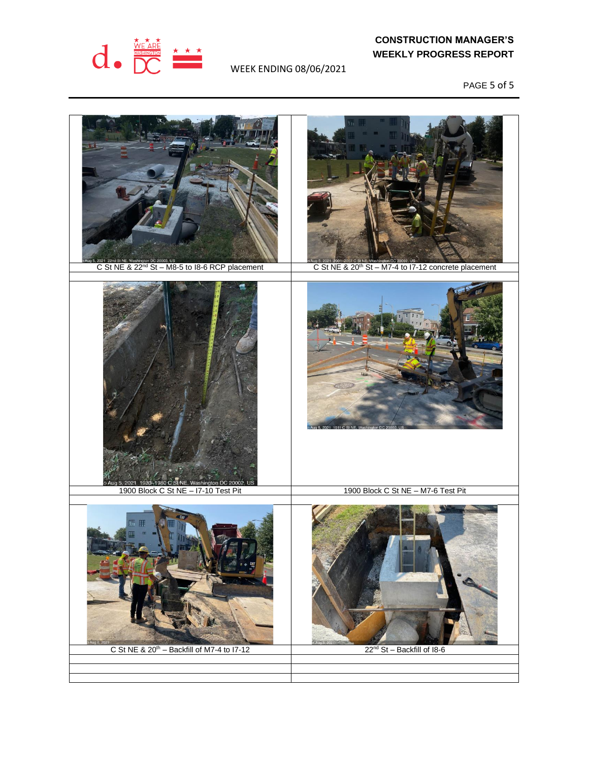| | |
|---|---|
| C St NE & 22nd St – M8-5 to I8-6 RCP placement | C St NE & 20th St – M7-4 to I7-12 concrete placement |
| | |
| 1900 Block C St NE – I7-10 Test Pit | 1900 Block C St NE – M7-6 Test Pit |
| | |
| C St NE & 20th – Backfill of M7-4 to I7-12 | 22nd St – Backfill of I8-6 |
| | |
| | |